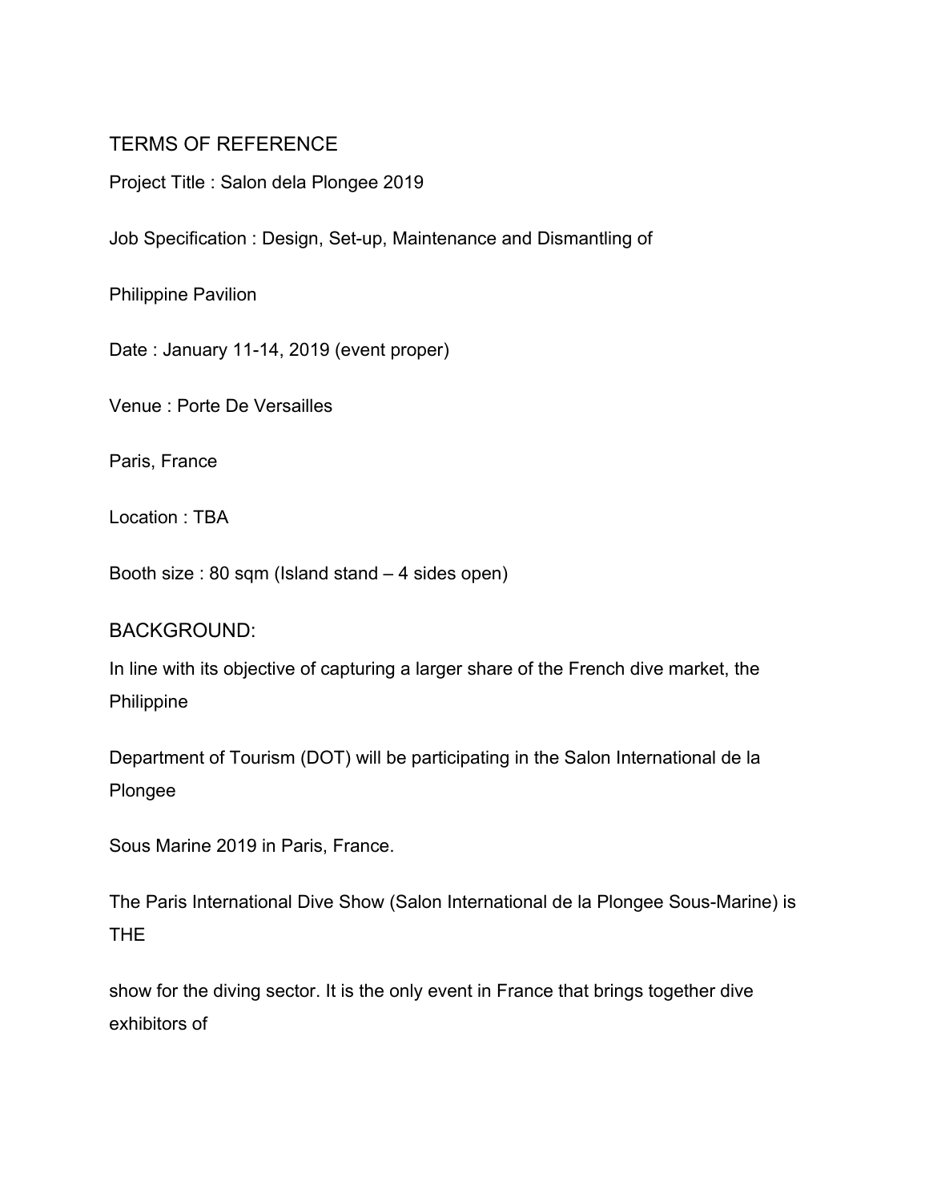## TERMS OF REFERENCE

Project Title : Salon dela Plongee 2019

Job Specification : Design, Set-up, Maintenance and Dismantling of

Philippine Pavilion

Date : January 11-14, 2019 (event proper)

Venue : Porte De Versailles

Paris, France

Location : TBA

Booth size : 80 sqm (Island stand – 4 sides open)

## BACKGROUND:

In line with its objective of capturing a larger share of the French dive market, the Philippine

Department of Tourism (DOT) will be participating in the Salon International de la Plongee

Sous Marine 2019 in Paris, France.

The Paris International Dive Show (Salon International de la Plongee Sous-Marine) is THE

show for the diving sector. It is the only event in France that brings together dive exhibitors of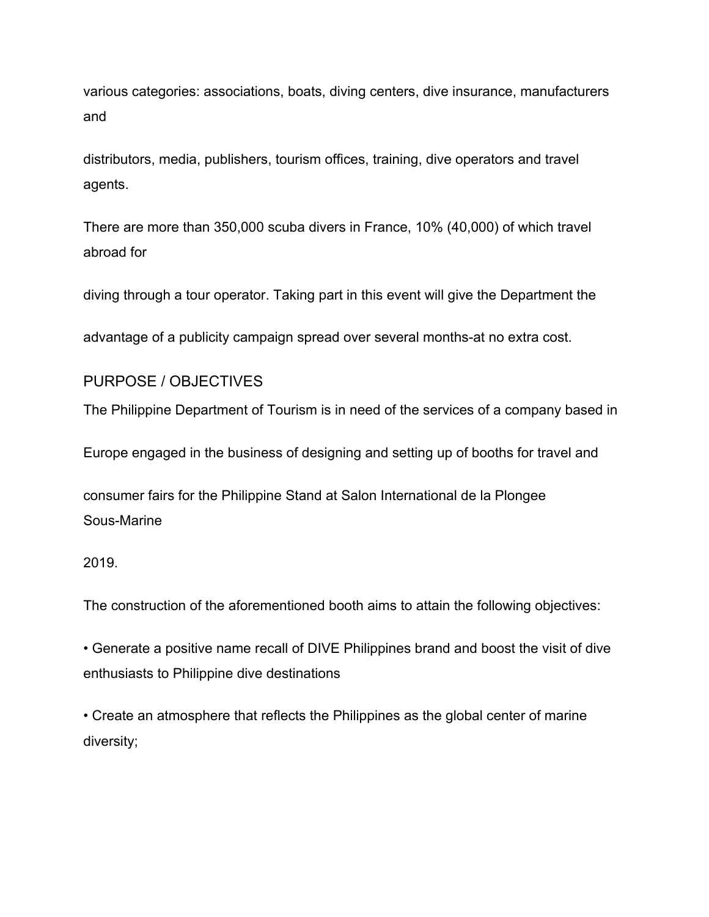various categories: associations, boats, diving centers, dive insurance, manufacturers and distributors, media, publishers, tourism offices, training, dive operators and travel agents.

There are more than 350,000 scuba divers in France, 10% (40,000) of which travel abroad for diving through a tour operator. Taking part in this event will give the Department the advantage of a publicity campaign spread over several months-at no extra cost.

## PURPOSE / OBJECTIVES

The Philippine Department of Tourism is in need of the services of a company based in Europe engaged in the business of designing and setting up of booths for travel and consumer fairs for the Philippine Stand at Salon International de la Plongee Sous-Marine 2019.

The construction of the aforementioned booth aims to attain the following objectives:

- Generate a positive name recall of DIVE Philippines brand and boost the visit of dive enthusiasts to Philippine dive destinations
- Create an atmosphere that reflects the Philippines as the global center of marine diversity;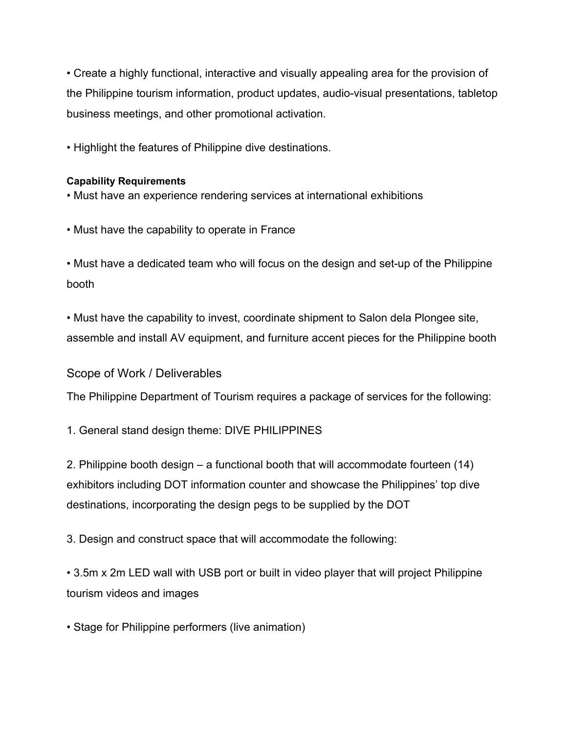• Create a highly functional, interactive and visually appealing area for the provision of the Philippine tourism information, product updates, audio-visual presentations, tabletop business meetings, and other promotional activation.

• Highlight the features of Philippine dive destinations.

**Capability Requirements**

• Must have an experience rendering services at international exhibitions

• Must have the capability to operate in France

• Must have a dedicated team who will focus on the design and set-up of the Philippine booth

• Must have the capability to invest, coordinate shipment to Salon dela Plongee site, assemble and install AV equipment, and furniture accent pieces for the Philippine booth

## Scope of Work / Deliverables

The Philippine Department of Tourism requires a package of services for the following:

1. General stand design theme: DIVE PHILIPPINES

2. Philippine booth design – a functional booth that will accommodate fourteen (14) exhibitors including DOT information counter and showcase the Philippines' top dive destinations, incorporating the design pegs to be supplied by the DOT

3. Design and construct space that will accommodate the following:

• 3.5m x 2m LED wall with USB port or built in video player that will project Philippine tourism videos and images

• Stage for Philippine performers (live animation)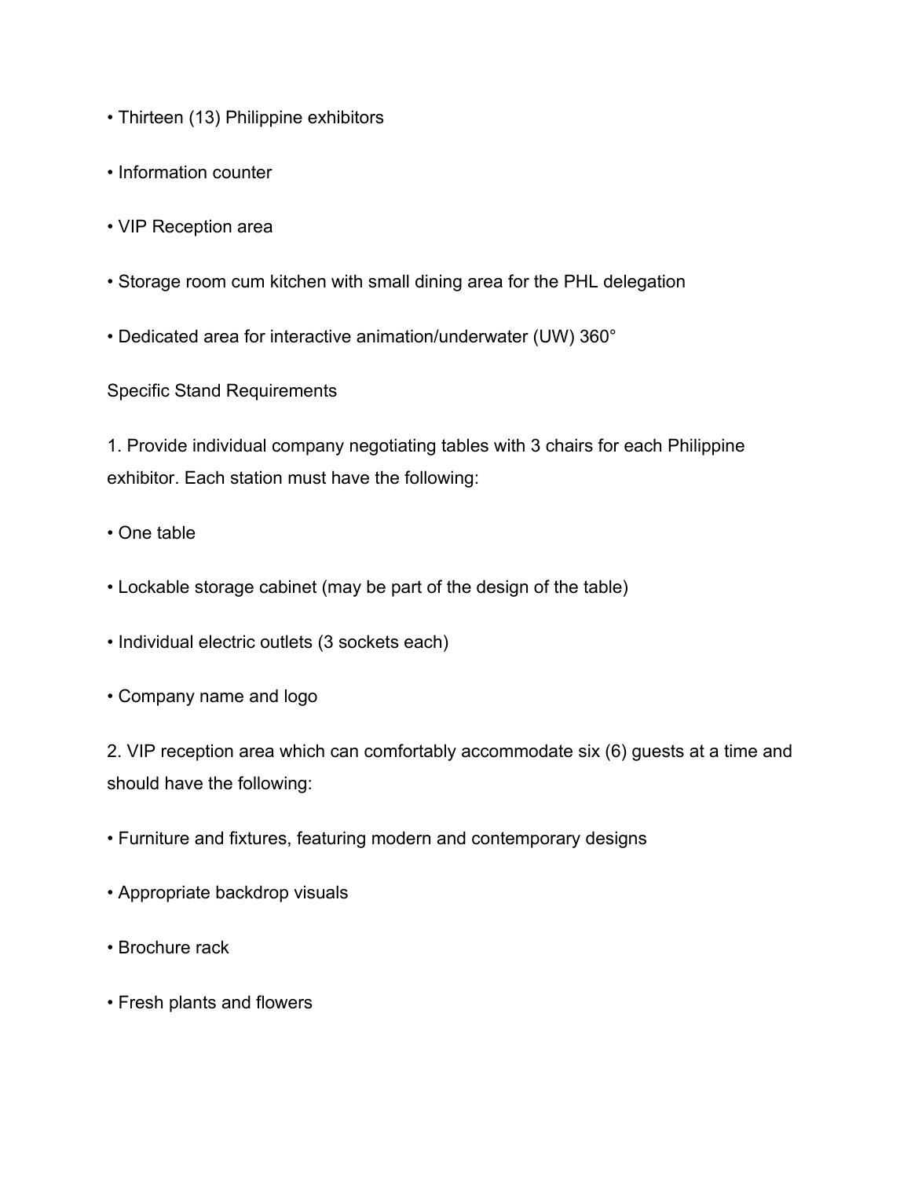- Thirteen (13) Philippine exhibitors
- Information counter
- VIP Reception area
- Storage room cum kitchen with small dining area for the PHL delegation
- Dedicated area for interactive animation/underwater (UW) 360°

Specific Stand Requirements

1. Provide individual company negotiating tables with 3 chairs for each Philippine exhibitor. Each station must have the following:

- One table
- Lockable storage cabinet (may be part of the design of the table)
- Individual electric outlets (3 sockets each)
- Company name and logo

2. VIP reception area which can comfortably accommodate six (6) guests at a time and should have the following:

- Furniture and fixtures, featuring modern and contemporary designs
- Appropriate backdrop visuals
- Brochure rack
- Fresh plants and flowers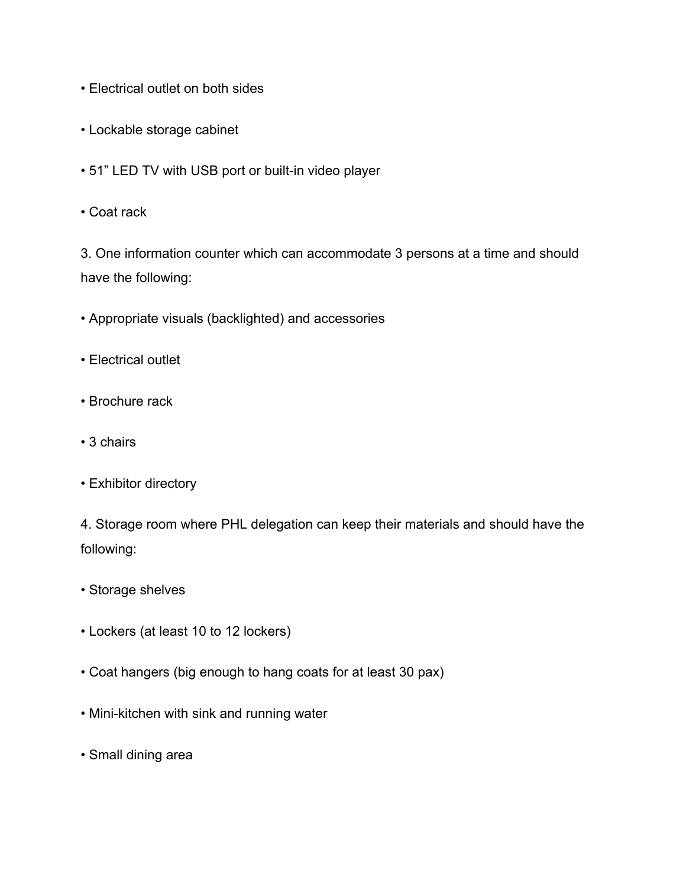- Electrical outlet on both sides
- Lockable storage cabinet
- 51” LED TV with USB port or built-in video player
- Coat rack

3. One information counter which can accommodate 3 persons at a time and should have the following:

- Appropriate visuals (backlighted) and accessories
- Electrical outlet
- Brochure rack
- 3 chairs
- Exhibitor directory

4. Storage room where PHL delegation can keep their materials and should have the following:

- Storage shelves
- Lockers (at least 10 to 12 lockers)
- Coat hangers (big enough to hang coats for at least 30 pax)
- Mini-kitchen with sink and running water
- Small dining area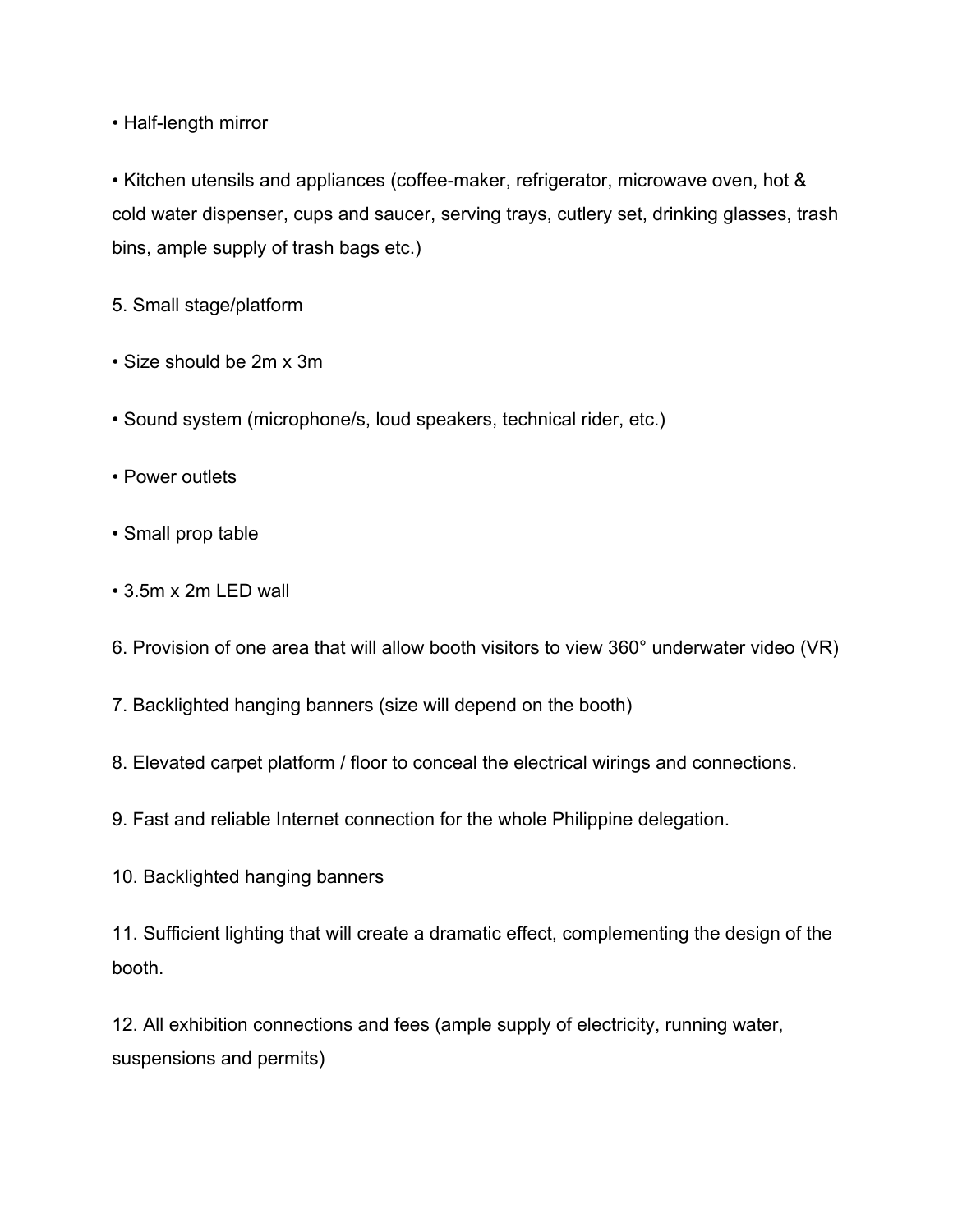- Half-length mirror
- Kitchen utensils and appliances (coffee-maker, refrigerator, microwave oven, hot & cold water dispenser, cups and saucer, serving trays, cutlery set, drinking glasses, trash bins, ample supply of trash bags etc.)

5. Small stage/platform

- Size should be 2m x 3m
- Sound system (microphone/s, loud speakers, technical rider, etc.)
- Power outlets
- Small prop table
- 3.5m x 2m LED wall

6. Provision of one area that will allow booth visitors to view 360° underwater video (VR)

7. Backlighted hanging banners (size will depend on the booth)

8. Elevated carpet platform / floor to conceal the electrical wirings and connections.

9. Fast and reliable Internet connection for the whole Philippine delegation.

10. Backlighted hanging banners

11. Sufficient lighting that will create a dramatic effect, complementing the design of the booth.

12. All exhibition connections and fees (ample supply of electricity, running water, suspensions and permits)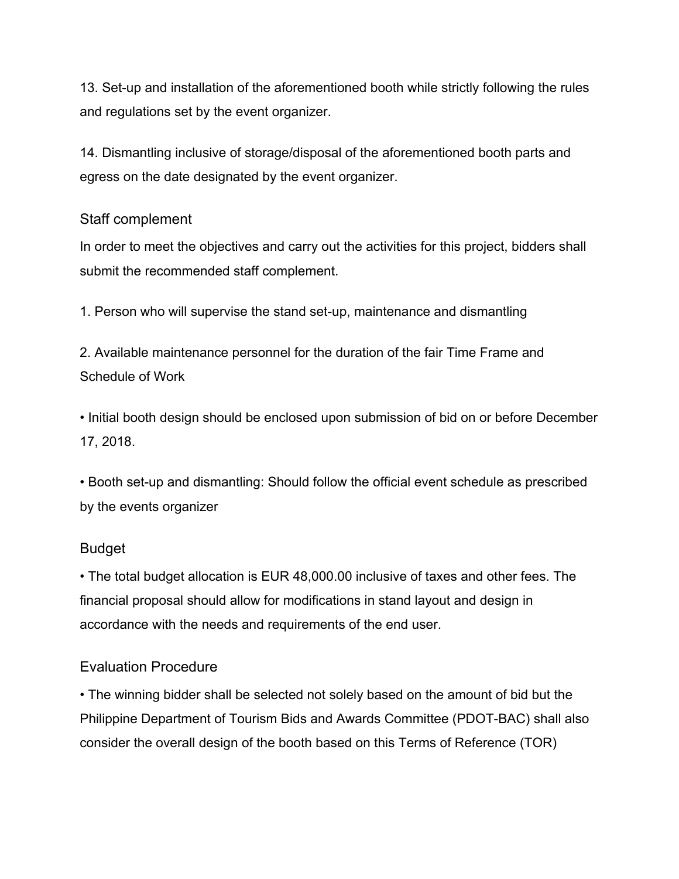13. Set-up and installation of the aforementioned booth while strictly following the rules and regulations set by the event organizer.

14. Dismantling inclusive of storage/disposal of the aforementioned booth parts and egress on the date designated by the event organizer.

## Staff complement

In order to meet the objectives and carry out the activities for this project, bidders shall submit the recommended staff complement.

1. Person who will supervise the stand set-up, maintenance and dismantling

2. Available maintenance personnel for the duration of the fair Time Frame and Schedule of Work

- Initial booth design should be enclosed upon submission of bid on or before December 17, 2018.

- Booth set-up and dismantling: Should follow the official event schedule as prescribed by the events organizer

## Budget

- The total budget allocation is EUR 48,000.00 inclusive of taxes and other fees. The financial proposal should allow for modifications in stand layout and design in accordance with the needs and requirements of the end user.

## Evaluation Procedure

- The winning bidder shall be selected not solely based on the amount of bid but the Philippine Department of Tourism Bids and Awards Committee (PDOT-BAC) shall also consider the overall design of the booth based on this Terms of Reference (TOR)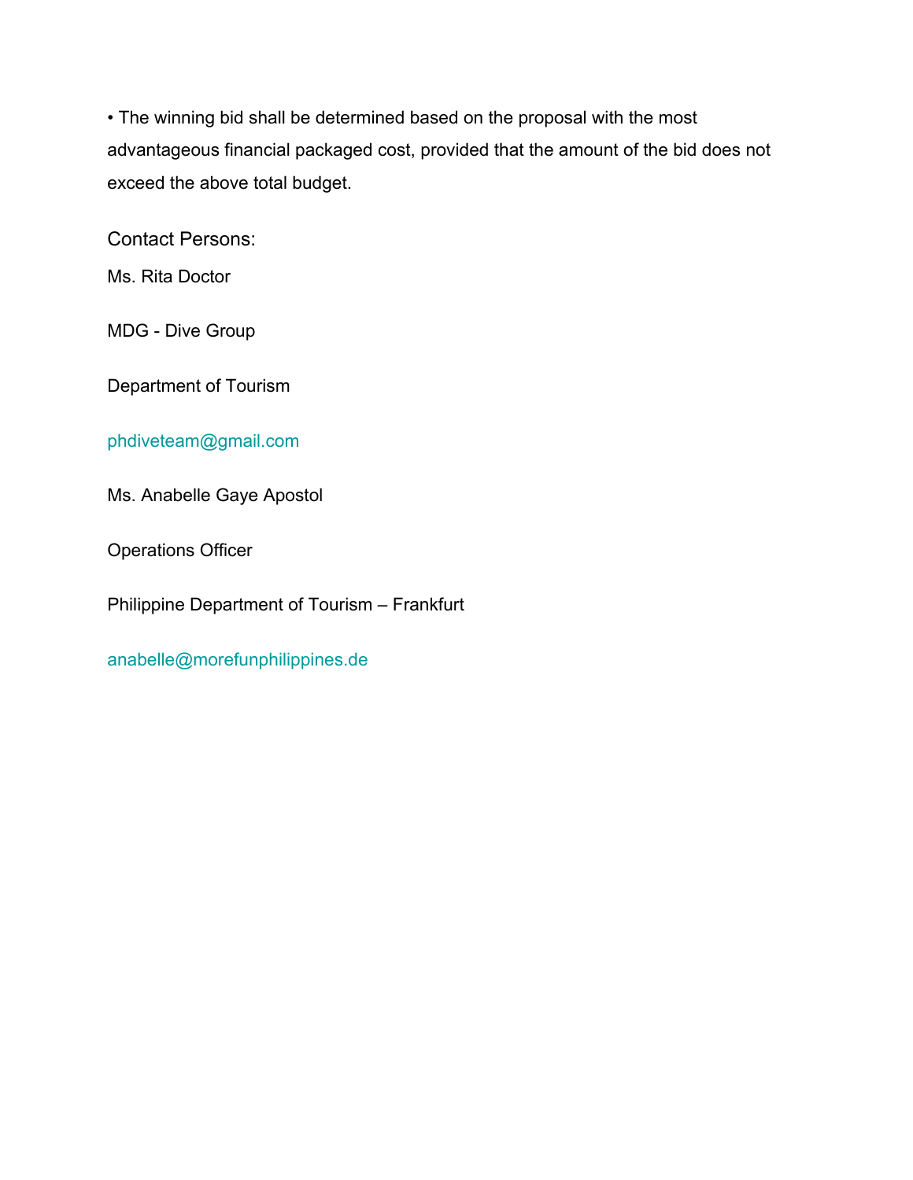- The winning bid shall be determined based on the proposal with the most advantageous financial packaged cost, provided that the amount of the bid does not exceed the above total budget.

Contact Persons:

Ms. Rita Doctor

MDG - Dive Group

Department of Tourism

phdiveteam@gmail.com

Ms. Anabelle Gaye Apostol

Operations Officer

Philippine Department of Tourism – Frankfurt

anabelle@morefunphilippines.de